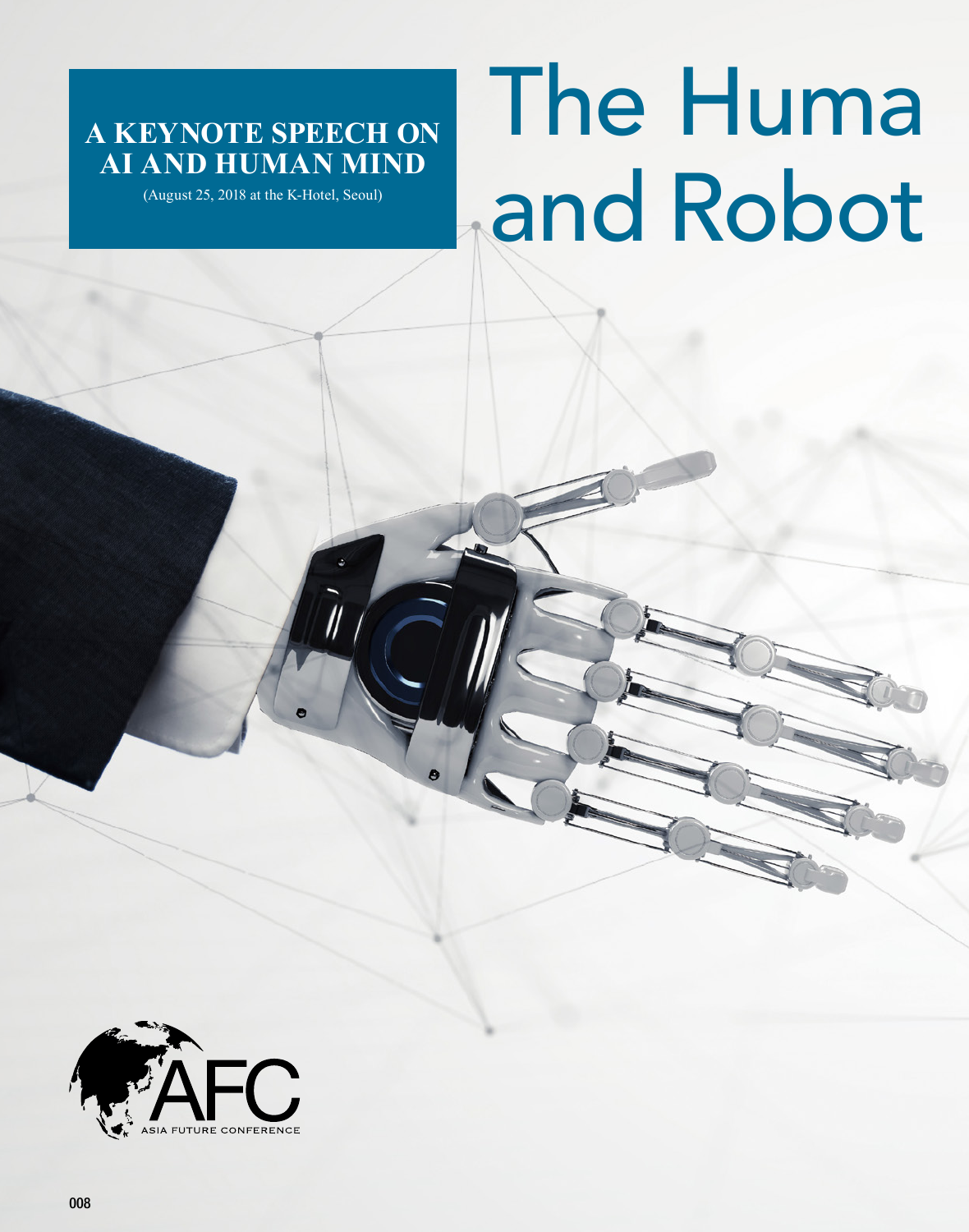# The Huma and Robot

**A KEYNOTE SPEECH ON AI AND HUMAN MIND**

(August 25, 2018 at the K-Hotel, Seoul)

AFC

ASIA FUTURE CONFERENCE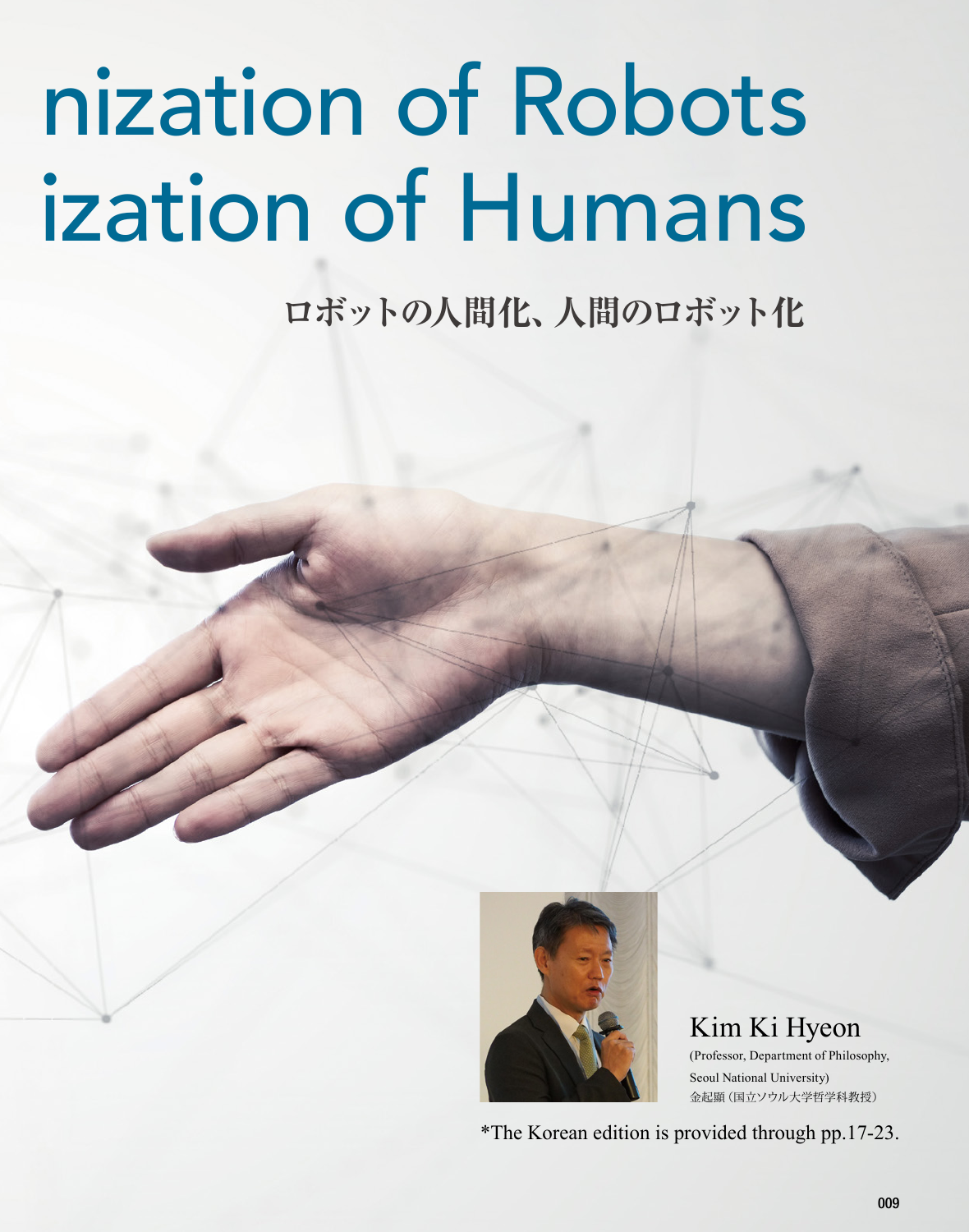# nization of Robots ization of Humans

## ロボットの人間化、人間のロボット化

Kim Ki Hyeon

(Professor, Department of Philosophy, Seoul National University)

金起顯（国立ソウル大学哲学科教授）

*The Korean edition is provided through pp.17-23.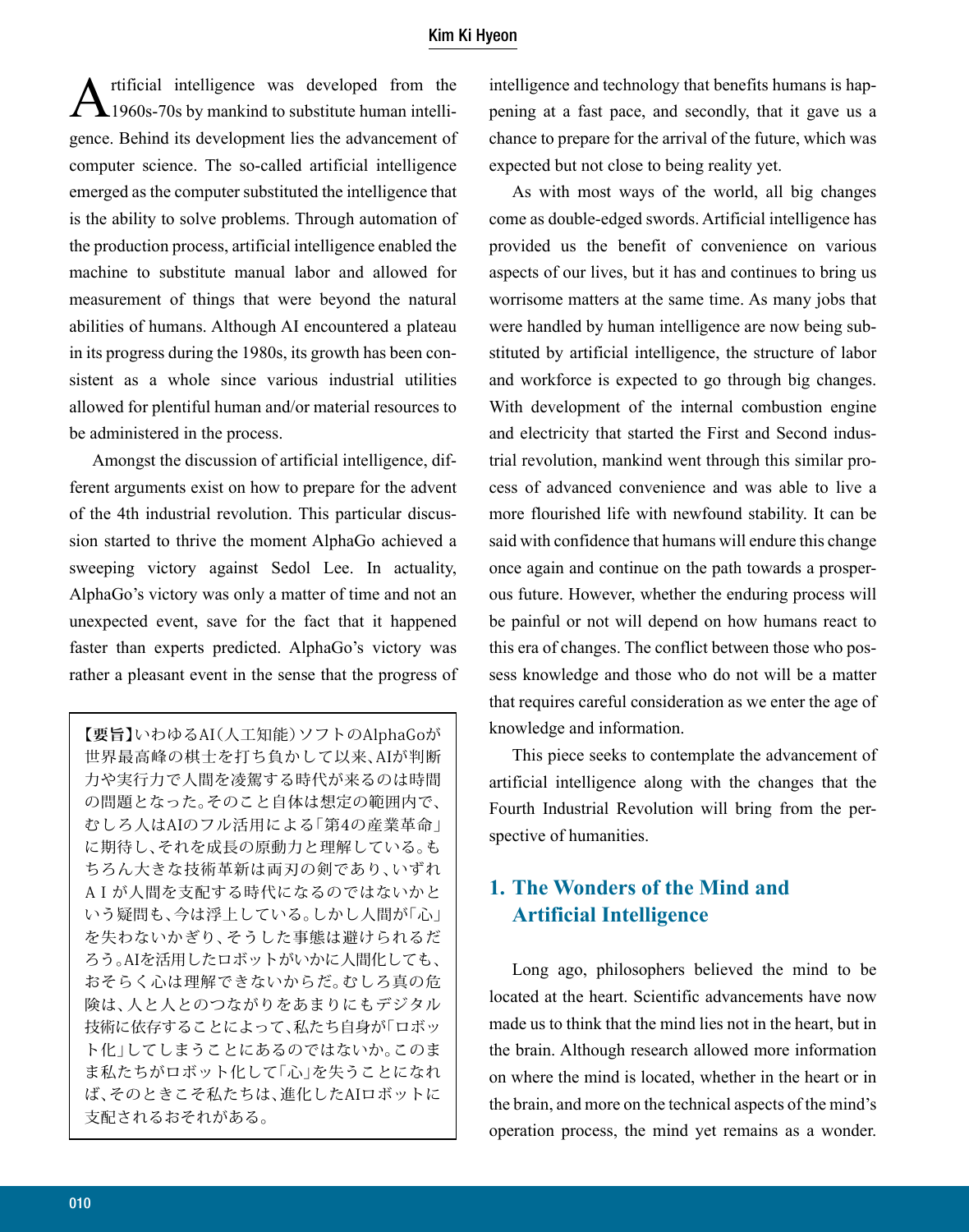Artificial intelligence was developed from the 1960s-70s by mankind to substitute human intelligence. Behind its development lies the advancement of computer science. The so-called artificial intelligence emerged as the computer substituted the intelligence that is the ability to solve problems. Through automation of the production process, artificial intelligence enabled the machine to substitute manual labor and allowed for measurement of things that were beyond the natural abilities of humans. Although AI encountered a plateau in its progress during the 1980s, its growth has been consistent as a whole since various industrial utilities allowed for plentiful human and/or material resources to be administered in the process.

Amongst the discussion of artificial intelligence, different arguments exist on how to prepare for the advent of the 4th industrial revolution. This particular discussion started to thrive the moment AlphaGo achieved a sweeping victory against Sedol Lee. In actuality, AlphaGo's victory was only a matter of time and not an unexpected event, save for the fact that it happened faster than experts predicted. AlphaGo's victory was rather a pleasant event in the sense that the progress of intelligence and technology that benefits humans is happening at a fast pace, and secondly, that it gave us a chance to prepare for the arrival of the future, which was expected but not close to being reality yet.

> 【要旨】いわゆるAI（人工知能）ソフトのAlphaGoが世界最高峰の棋士を打ち負かして以来、AIが判断力や実行力で人間を凌駕する時代が来るのは時間の問題となった。そのこと自体は想定の範囲内で、むしろ人はAIのフル活用による「第4の産業革命」に期待し、それを成長の原動力と理解している。もちろん大きな技術革新は両刃の剣であり、いずれＡＩが人間を支配する時代になるのではないかという疑問も、今は浮上している。しかし人間が「心」を失わないかぎり、そうした事態は避けられるだろう。AIを活用したロボットがいかに人間化しても、おそらく心は理解できないからだ。むしろ真の危険は、人と人とのつながりをあまりにもデジタル技術に依存することによって、私たち自身が「ロボット化」してしまうことにあるのではないか。このまま私たちがロボット化して「心」を失うことになれば、そのときこそ私たちは、進化したAIロボットに支配されるおそれがある。

As with most ways of the world, all big changes come as double-edged swords. Artificial intelligence has provided us the benefit of convenience on various aspects of our lives, but it has and continues to bring us worrisome matters at the same time. As many jobs that were handled by human intelligence are now being substituted by artificial intelligence, the structure of labor and workforce is expected to go through big changes. With development of the internal combustion engine and electricity that started the First and Second industrial revolution, mankind went through this similar process of advanced convenience and was able to live a more flourished life with newfound stability. It can be said with confidence that humans will endure this change once again and continue on the path towards a prosperous future. However, whether the enduring process will be painful or not will depend on how humans react to this era of changes. The conflict between those who possess knowledge and those who do not will be a matter that requires careful consideration as we enter the age of knowledge and information.

This piece seeks to contemplate the advancement of artificial intelligence along with the changes that the Fourth Industrial Revolution will bring from the perspective of humanities.

## 1. The Wonders of the Mind and Artificial Intelligence

Long ago, philosophers believed the mind to be located at the heart. Scientific advancements have now made us to think that the mind lies not in the heart, but in the brain. Although research allowed more information on where the mind is located, whether in the heart or in the brain, and more on the technical aspects of the mind's operation process, the mind yet remains as a wonder.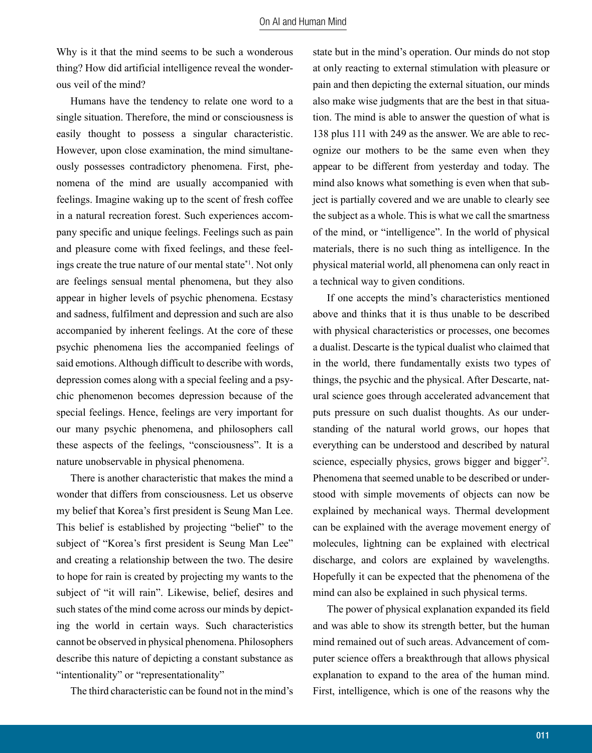Why is it that the mind seems to be such a wonderous thing? How did artificial intelligence reveal the wonderous veil of the mind?

Humans have the tendency to relate one word to a single situation. Therefore, the mind or consciousness is easily thought to possess a singular characteristic. However, upon close examination, the mind simultaneously possesses contradictory phenomena. First, phenomena of the mind are usually accompanied with feelings. Imagine waking up to the scent of fresh coffee in a natural recreation forest. Such experiences accompany specific and unique feelings. Feelings such as pain and pleasure come with fixed feelings, and these feelings create the true nature of our mental state[*1]. Not only are feelings sensual mental phenomena, but they also appear in higher levels of psychic phenomena. Ecstasy and sadness, fulfilment and depression and such are also accompanied by inherent feelings. At the core of these psychic phenomena lies the accompanied feelings of said emotions. Although difficult to describe with words, depression comes along with a special feeling and a psychic phenomenon becomes depression because of the special feelings. Hence, feelings are very important for our many psychic phenomena, and philosophers call these aspects of the feelings, "consciousness". It is a nature unobservable in physical phenomena.

There is another characteristic that makes the mind a wonder that differs from consciousness. Let us observe my belief that Korea's first president is Seung Man Lee. This belief is established by projecting "belief" to the subject of "Korea's first president is Seung Man Lee" and creating a relationship between the two. The desire to hope for rain is created by projecting my wants to the subject of "it will rain". Likewise, belief, desires and such states of the mind come across our minds by depicting the world in certain ways. Such characteristics cannot be observed in physical phenomena. Philosophers describe this nature of depicting a constant substance as "intentionality" or "representationality"

The third characteristic can be found not in the mind's state but in the mind's operation. Our minds do not stop at only reacting to external stimulation with pleasure or pain and then depicting the external situation, our minds also make wise judgments that are the best in that situation. The mind is able to answer the question of what is 138 plus 111 with 249 as the answer. We are able to recognize our mothers to be the same even when they appear to be different from yesterday and today. The mind also knows what something is even when that subject is partially covered and we are unable to clearly see the subject as a whole. This is what we call the smartness of the mind, or "intelligence". In the world of physical materials, there is no such thing as intelligence. In the physical material world, all phenomena can only react in a technical way to given conditions.

If one accepts the mind's characteristics mentioned above and thinks that it is thus unable to be described with physical characteristics or processes, one becomes a dualist. Descarte is the typical dualist who claimed that in the world, there fundamentally exists two types of things, the psychic and the physical. After Descarte, natural science goes through accelerated advancement that puts pressure on such dualist thoughts. As our understanding of the natural world grows, our hopes that everything can be understood and described by natural science, especially physics, grows bigger and bigger[*2]. Phenomena that seemed unable to be described or understood with simple movements of objects can now be explained by mechanical ways. Thermal development can be explained with the average movement energy of molecules, lightning can be explained with electrical discharge, and colors are explained by wavelengths. Hopefully it can be expected that the phenomena of the mind can also be explained in such physical terms.

The power of physical explanation expanded its field and was able to show its strength better, but the human mind remained out of such areas. Advancement of computer science offers a breakthrough that allows physical explanation to expand to the area of the human mind. First, intelligence, which is one of the reasons why the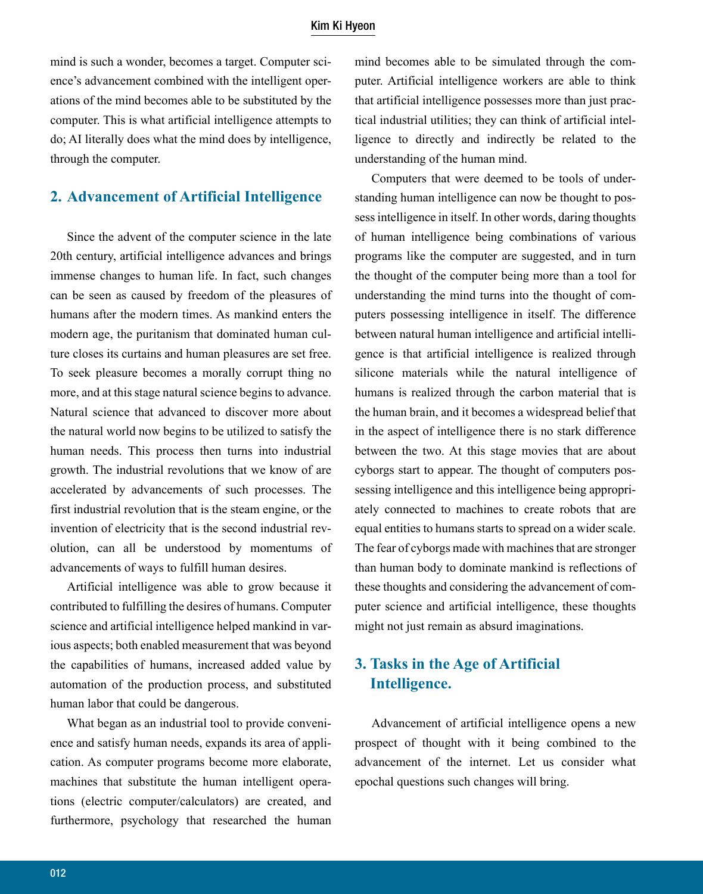mind is such a wonder, becomes a target. Computer science's advancement combined with the intelligent operations of the mind becomes able to be substituted by the computer. This is what artificial intelligence attempts to do; AI literally does what the mind does by intelligence, through the computer.

## 2. Advancement of Artificial Intelligence

Since the advent of the computer science in the late 20th century, artificial intelligence advances and brings immense changes to human life. In fact, such changes can be seen as caused by freedom of the pleasures of humans after the modern times. As mankind enters the modern age, the puritanism that dominated human culture closes its curtains and human pleasures are set free. To seek pleasure becomes a morally corrupt thing no more, and at this stage natural science begins to advance. Natural science that advanced to discover more about the natural world now begins to be utilized to satisfy the human needs. This process then turns into industrial growth. The industrial revolutions that we know of are accelerated by advancements of such processes. The first industrial revolution that is the steam engine, or the invention of electricity that is the second industrial revolution, can all be understood by momentums of advancements of ways to fulfill human desires.

Artificial intelligence was able to grow because it contributed to fulfilling the desires of humans. Computer science and artificial intelligence helped mankind in various aspects; both enabled measurement that was beyond the capabilities of humans, increased added value by automation of the production process, and substituted human labor that could be dangerous.

What began as an industrial tool to provide convenience and satisfy human needs, expands its area of application. As computer programs become more elaborate, machines that substitute the human intelligent operations (electric computer/calculators) are created, and furthermore, psychology that researched the human mind becomes able to be simulated through the computer. Artificial intelligence workers are able to think that artificial intelligence possesses more than just practical industrial utilities; they can think of artificial intelligence to directly and indirectly be related to the understanding of the human mind.

Computers that were deemed to be tools of understanding human intelligence can now be thought to possess intelligence in itself. In other words, daring thoughts of human intelligence being combinations of various programs like the computer are suggested, and in turn the thought of the computer being more than a tool for understanding the mind turns into the thought of computers possessing intelligence in itself. The difference between natural human intelligence and artificial intelligence is that artificial intelligence is realized through silicone materials while the natural intelligence of humans is realized through the carbon material that is the human brain, and it becomes a widespread belief that in the aspect of intelligence there is no stark difference between the two. At this stage movies that are about cyborgs start to appear. The thought of computers possessing intelligence and this intelligence being appropriately connected to machines to create robots that are equal entities to humans starts to spread on a wider scale. The fear of cyborgs made with machines that are stronger than human body to dominate mankind is reflections of these thoughts and considering the advancement of computer science and artificial intelligence, these thoughts might not just remain as absurd imaginations.

## 3. Tasks in the Age of Artificial Intelligence.

Advancement of artificial intelligence opens a new prospect of thought with it being combined to the advancement of the internet. Let us consider what epochal questions such changes will bring.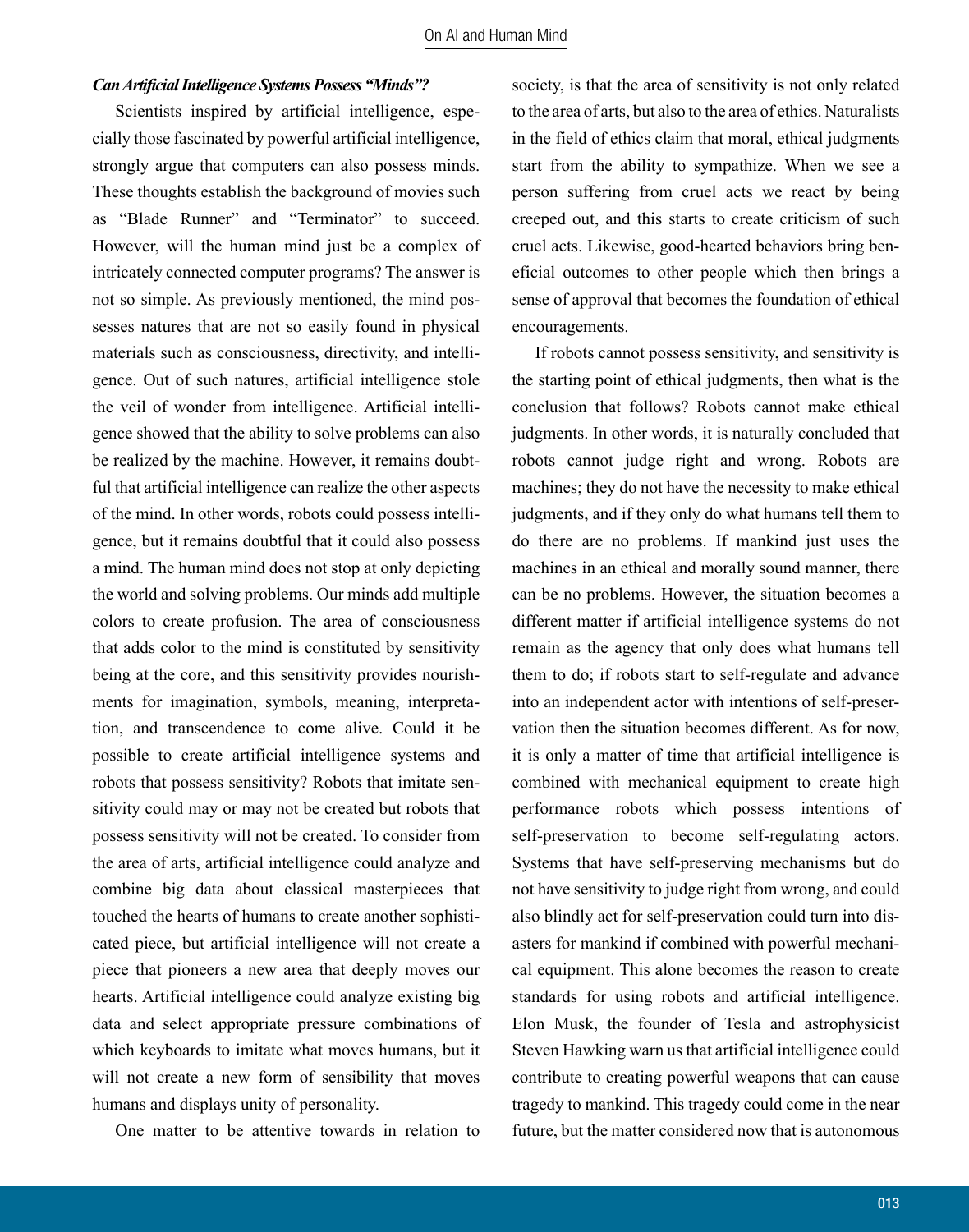***Can Artificial Intelligence Systems Possess "Minds"?***

Scientists inspired by artificial intelligence, especially those fascinated by powerful artificial intelligence, strongly argue that computers can also possess minds. These thoughts establish the background of movies such as "Blade Runner" and "Terminator" to succeed. However, will the human mind just be a complex of intricately connected computer programs? The answer is not so simple. As previously mentioned, the mind possesses natures that are not so easily found in physical materials such as consciousness, directivity, and intelligence. Out of such natures, artificial intelligence stole the veil of wonder from intelligence. Artificial intelligence showed that the ability to solve problems can also be realized by the machine. However, it remains doubtful that artificial intelligence can realize the other aspects of the mind. In other words, robots could possess intelligence, but it remains doubtful that it could also possess a mind. The human mind does not stop at only depicting the world and solving problems. Our minds add multiple colors to create profusion. The area of consciousness that adds color to the mind is constituted by sensitivity being at the core, and this sensitivity provides nourishments for imagination, symbols, meaning, interpretation, and transcendence to come alive. Could it be possible to create artificial intelligence systems and robots that possess sensitivity? Robots that imitate sensitivity could may or may not be created but robots that possess sensitivity will not be created. To consider from the area of arts, artificial intelligence could analyze and combine big data about classical masterpieces that touched the hearts of humans to create another sophisticated piece, but artificial intelligence will not create a piece that pioneers a new area that deeply moves our hearts. Artificial intelligence could analyze existing big data and select appropriate pressure combinations of which keyboards to imitate what moves humans, but it will not create a new form of sensibility that moves humans and displays unity of personality.

One matter to be attentive towards in relation to society, is that the area of sensitivity is not only related to the area of arts, but also to the area of ethics. Naturalists in the field of ethics claim that moral, ethical judgments start from the ability to sympathize. When we see a person suffering from cruel acts we react by being creeped out, and this starts to create criticism of such cruel acts. Likewise, good-hearted behaviors bring beneficial outcomes to other people which then brings a sense of approval that becomes the foundation of ethical encouragements.

If robots cannot possess sensitivity, and sensitivity is the starting point of ethical judgments, then what is the conclusion that follows? Robots cannot make ethical judgments. In other words, it is naturally concluded that robots cannot judge right and wrong. Robots are machines; they do not have the necessity to make ethical judgments, and if they only do what humans tell them to do there are no problems. If mankind just uses the machines in an ethical and morally sound manner, there can be no problems. However, the situation becomes a different matter if artificial intelligence systems do not remain as the agency that only does what humans tell them to do; if robots start to self-regulate and advance into an independent actor with intentions of self-preservation then the situation becomes different. As for now, it is only a matter of time that artificial intelligence is combined with mechanical equipment to create high performance robots which possess intentions of self-preservation to become self-regulating actors. Systems that have self-preserving mechanisms but do not have sensitivity to judge right from wrong, and could also blindly act for self-preservation could turn into disasters for mankind if combined with powerful mechanical equipment. This alone becomes the reason to create standards for using robots and artificial intelligence. Elon Musk, the founder of Tesla and astrophysicist Steven Hawking warn us that artificial intelligence could contribute to creating powerful weapons that can cause tragedy to mankind. This tragedy could come in the near future, but the matter considered now that is autonomous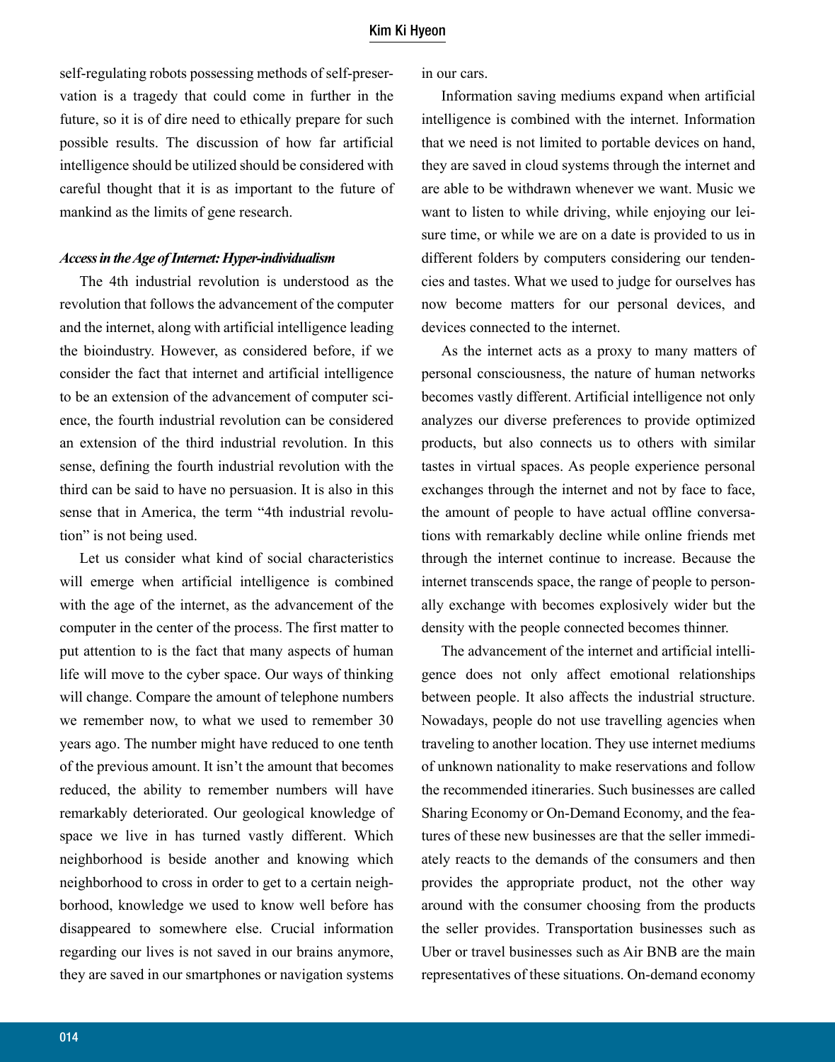self-regulating robots possessing methods of self-preservation is a tragedy that could come in further in the future, so it is of dire need to ethically prepare for such possible results. The discussion of how far artificial intelligence should be utilized should be considered with careful thought that it is as important to the future of mankind as the limits of gene research.

***Access in the Age of Internet: Hyper-individualism***

The 4th industrial revolution is understood as the revolution that follows the advancement of the computer and the internet, along with artificial intelligence leading the bioindustry. However, as considered before, if we consider the fact that internet and artificial intelligence to be an extension of the advancement of computer science, the fourth industrial revolution can be considered an extension of the third industrial revolution. In this sense, defining the fourth industrial revolution with the third can be said to have no persuasion. It is also in this sense that in America, the term "4th industrial revolution" is not being used.

Let us consider what kind of social characteristics will emerge when artificial intelligence is combined with the age of the internet, as the advancement of the computer in the center of the process. The first matter to put attention to is the fact that many aspects of human life will move to the cyber space. Our ways of thinking will change. Compare the amount of telephone numbers we remember now, to what we used to remember 30 years ago. The number might have reduced to one tenth of the previous amount. It isn't the amount that becomes reduced, the ability to remember numbers will have remarkably deteriorated. Our geological knowledge of space we live in has turned vastly different. Which neighborhood is beside another and knowing which neighborhood to cross in order to get to a certain neighborhood, knowledge we used to know well before has disappeared to somewhere else. Crucial information regarding our lives is not saved in our brains anymore, they are saved in our smartphones or navigation systems in our cars.

Information saving mediums expand when artificial intelligence is combined with the internet. Information that we need is not limited to portable devices on hand, they are saved in cloud systems through the internet and are able to be withdrawn whenever we want. Music we want to listen to while driving, while enjoying our leisure time, or while we are on a date is provided to us in different folders by computers considering our tendencies and tastes. What we used to judge for ourselves has now become matters for our personal devices, and devices connected to the internet.

As the internet acts as a proxy to many matters of personal consciousness, the nature of human networks becomes vastly different. Artificial intelligence not only analyzes our diverse preferences to provide optimized products, but also connects us to others with similar tastes in virtual spaces. As people experience personal exchanges through the internet and not by face to face, the amount of people to have actual offline conversations with remarkably decline while online friends met through the internet continue to increase. Because the internet transcends space, the range of people to personally exchange with becomes explosively wider but the density with the people connected becomes thinner.

The advancement of the internet and artificial intelligence does not only affect emotional relationships between people. It also affects the industrial structure. Nowadays, people do not use travelling agencies when traveling to another location. They use internet mediums of unknown nationality to make reservations and follow the recommended itineraries. Such businesses are called Sharing Economy or On-Demand Economy, and the features of these new businesses are that the seller immediately reacts to the demands of the consumers and then provides the appropriate product, not the other way around with the consumer choosing from the products the seller provides. Transportation businesses such as Uber or travel businesses such as Air BNB are the main representatives of these situations. On-demand economy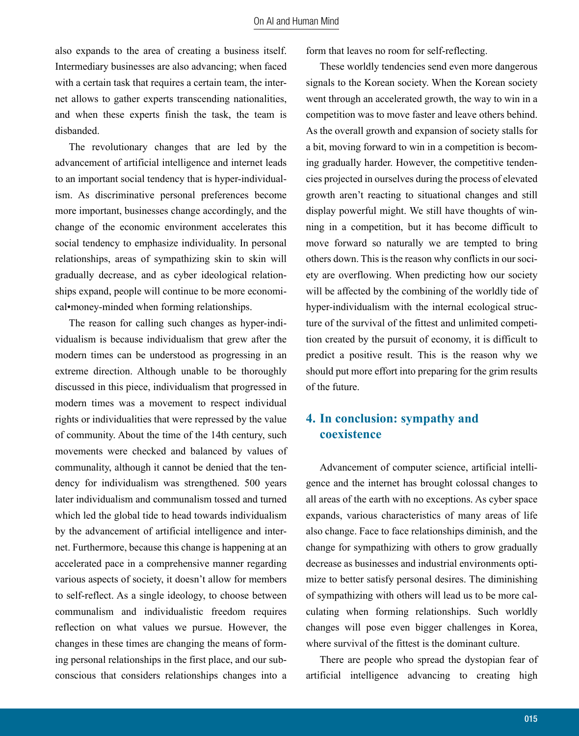also expands to the area of creating a business itself. Intermediary businesses are also advancing; when faced with a certain task that requires a certain team, the internet allows to gather experts transcending nationalities, and when these experts finish the task, the team is disbanded.

The revolutionary changes that are led by the advancement of artificial intelligence and internet leads to an important social tendency that is hyper-individualism. As discriminative personal preferences become more important, businesses change accordingly, and the change of the economic environment accelerates this social tendency to emphasize individuality. In personal relationships, areas of sympathizing skin to skin will gradually decrease, and as cyber ideological relationships expand, people will continue to be more economical•money-minded when forming relationships.

The reason for calling such changes as hyper-individualism is because individualism that grew after the modern times can be understood as progressing in an extreme direction. Although unable to be thoroughly discussed in this piece, individualism that progressed in modern times was a movement to respect individual rights or individualities that were repressed by the value of community. About the time of the 14th century, such movements were checked and balanced by values of communality, although it cannot be denied that the tendency for individualism was strengthened. 500 years later individualism and communalism tossed and turned which led the global tide to head towards individualism by the advancement of artificial intelligence and internet. Furthermore, because this change is happening at an accelerated pace in a comprehensive manner regarding various aspects of society, it doesn't allow for members to self-reflect. As a single ideology, to choose between communalism and individualistic freedom requires reflection on what values we pursue. However, the changes in these times are changing the means of forming personal relationships in the first place, and our subconscious that considers relationships changes into a form that leaves no room for self-reflecting.

These worldly tendencies send even more dangerous signals to the Korean society. When the Korean society went through an accelerated growth, the way to win in a competition was to move faster and leave others behind. As the overall growth and expansion of society stalls for a bit, moving forward to win in a competition is becoming gradually harder. However, the competitive tendencies projected in ourselves during the process of elevated growth aren't reacting to situational changes and still display powerful might. We still have thoughts of winning in a competition, but it has become difficult to move forward so naturally we are tempted to bring others down. This is the reason why conflicts in our society are overflowing. When predicting how our society will be affected by the combining of the worldly tide of hyper-individualism with the internal ecological structure of the survival of the fittest and unlimited competition created by the pursuit of economy, it is difficult to predict a positive result. This is the reason why we should put more effort into preparing for the grim results of the future.

## 4. In conclusion: sympathy and coexistence

Advancement of computer science, artificial intelligence and the internet has brought colossal changes to all areas of the earth with no exceptions. As cyber space expands, various characteristics of many areas of life also change. Face to face relationships diminish, and the change for sympathizing with others to grow gradually decrease as businesses and industrial environments optimize to better satisfy personal desires. The diminishing of sympathizing with others will lead us to be more calculating when forming relationships. Such worldly changes will pose even bigger challenges in Korea, where survival of the fittest is the dominant culture.

There are people who spread the dystopian fear of artificial intelligence advancing to creating high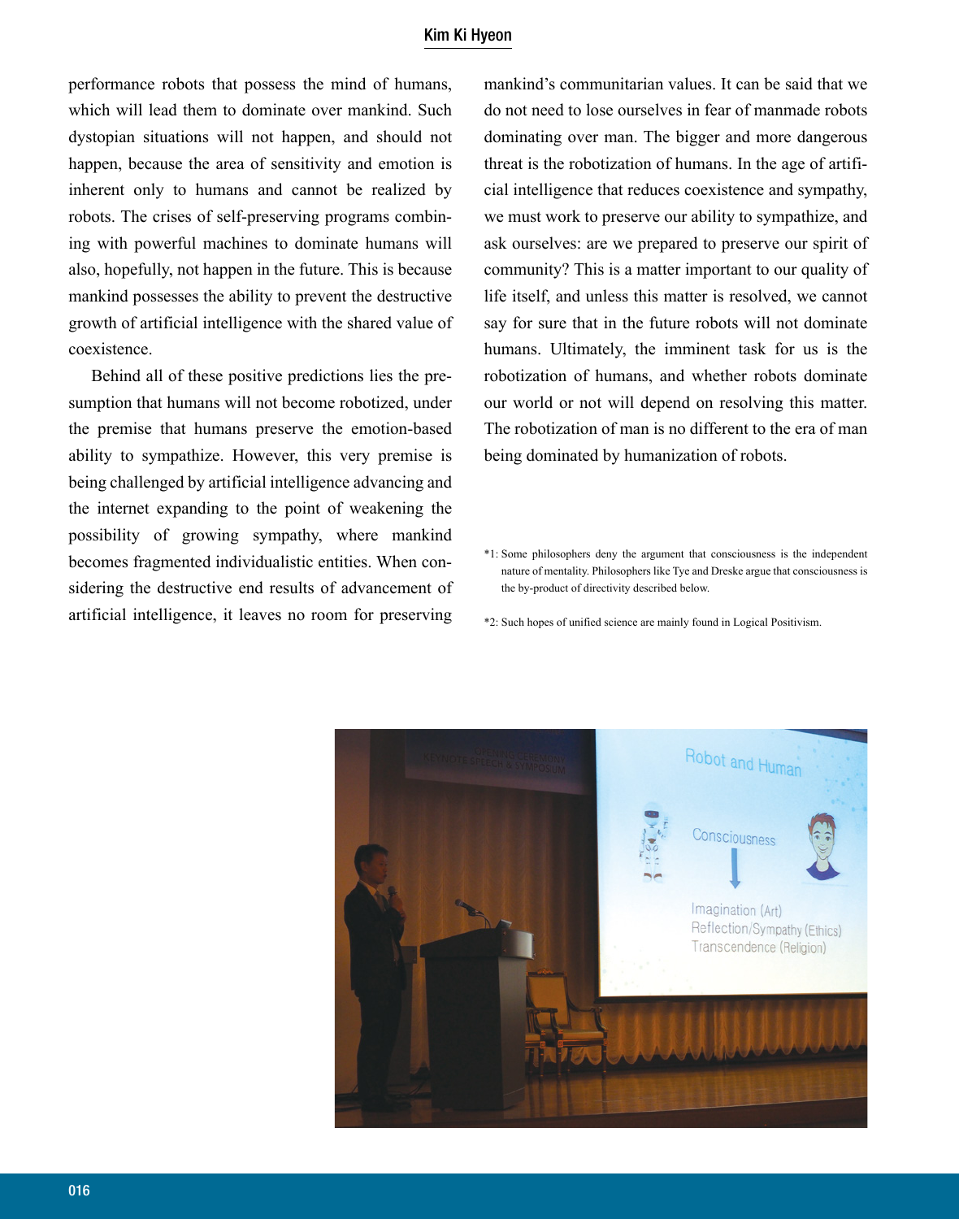performance robots that possess the mind of humans, which will lead them to dominate over mankind. Such dystopian situations will not happen, and should not happen, because the area of sensitivity and emotion is inherent only to humans and cannot be realized by robots. The crises of self-preserving programs combining with powerful machines to dominate humans will also, hopefully, not happen in the future. This is because mankind possesses the ability to prevent the destructive growth of artificial intelligence with the shared value of coexistence.

Behind all of these positive predictions lies the presumption that humans will not become robotized, under the premise that humans preserve the emotion-based ability to sympathize. However, this very premise is being challenged by artificial intelligence advancing and the internet expanding to the point of weakening the possibility of growing sympathy, where mankind becomes fragmented individualistic entities. When considering the destructive end results of advancement of artificial intelligence, it leaves no room for preserving mankind's communitarian values. It can be said that we do not need to lose ourselves in fear of manmade robots dominating over man. The bigger and more dangerous threat is the robotization of humans. In the age of artificial intelligence that reduces coexistence and sympathy, we must work to preserve our ability to sympathize, and ask ourselves: are we prepared to preserve our spirit of community? This is a matter important to our quality of life itself, and unless this matter is resolved, we cannot say for sure that in the future robots will not dominate humans. Ultimately, the imminent task for us is the robotization of humans, and whether robots dominate our world or not will depend on resolving this matter. The robotization of man is no different to the era of man being dominated by humanization of robots.

*1: Some philosophers deny the argument that consciousness is the independent nature of mentality. Philosophers like Tye and Dreske argue that consciousness is the by-product of directivity described below.

*2: Such hopes of unified science are mainly found in Logical Positivism.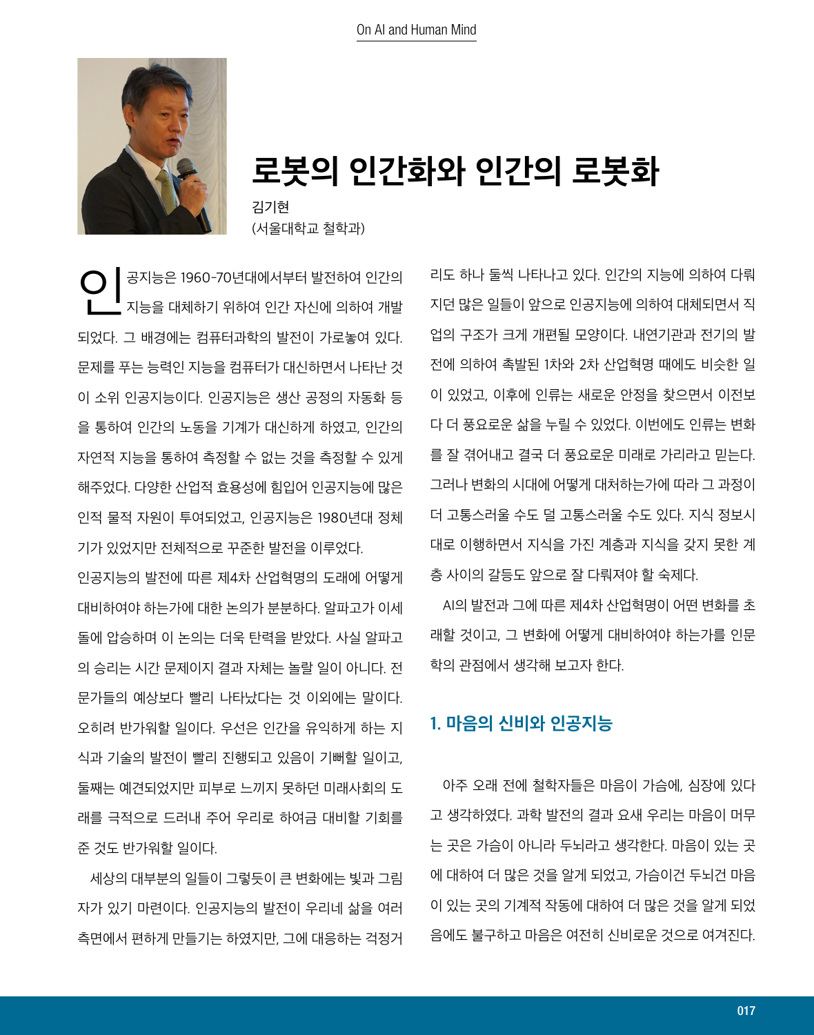# 로봇의 인간화와 인간의 로봇화

김기현
(서울대학교 철학과)

인공지능은 1960-70년대에서부터 발전하여 인간의 지능을 대체하기 위하여 인간 자신에 의하여 개발되었다. 그 배경에는 컴퓨터과학의 발전이 가로놓여 있다. 문제를 푸는 능력인 지능을 컴퓨터가 대신하면서 나타난 것이 소위 인공지능이다. 인공지능은 생산 공정의 자동화 등을 통하여 인간의 노동을 기계가 대신하게 하였고, 인간의 자연적 지능을 통하여 측정할 수 없는 것을 측정할 수 있게 해주었다. 다양한 산업적 효용성에 힘입어 인공지능에 많은 인적 물적 자원이 투여되었고, 인공지능은 1980년대 정체기가 있었지만 전체적으로 꾸준한 발전을 이루었다.

인공지능의 발전에 따른 제4차 산업혁명의 도래에 어떻게 대비하여야 하는가에 대한 논의가 분분하다. 알파고가 이세돌에 압승하며 이 논의는 더욱 탄력을 받았다. 사실 알파고의 승리는 시간 문제이지 결과 자체는 놀랄 일이 아니다. 전문가들의 예상보다 빨리 나타났다는 것 이외에는 말이다. 오히려 반가워할 일이다. 우선은 인간을 유익하게 하는 지식과 기술의 발전이 빨리 진행되고 있음이 기뻐할 일이고, 둘째는 예견되었지만 피부로 느끼지 못하던 미래사회의 도래를 극적으로 드러내 주어 우리로 하여금 대비할 기회를 준 것도 반가워할 일이다.

세상의 대부분의 일들이 그렇듯이 큰 변화에는 빛과 그림자가 있기 마련이다. 인공지능의 발전이 우리네 삶을 여러 측면에서 편하게 만들기는 하였지만, 그에 대응하는 걱정거리도 하나 둘씩 나타나고 있다. 인간의 지능에 의하여 다뤄지던 많은 일들이 앞으로 인공지능에 의하여 대체되면서 직업의 구조가 크게 개편될 모양이다. 내연기관과 전기의 발전에 의하여 촉발된 1차와 2차 산업혁명 때에도 비슷한 일이 있었고, 이후에 인류는 새로운 안정을 찾으면서 이전보다 더 풍요로운 삶을 누릴 수 있었다. 이번에도 인류는 변화를 잘 겪어내고 결국 더 풍요로운 미래로 가리라고 믿는다. 그러나 변화의 시대에 어떻게 대처하는가에 따라 그 과정이 더 고통스러울 수도 덜 고통스러울 수도 있다. 지식 정보시대로 이행하면서 지식을 가진 계층과 지식을 갖지 못한 계층 사이의 갈등도 앞으로 잘 다뤄져야 할 숙제다.

AI의 발전과 그에 따른 제4차 산업혁명이 어떤 변화를 초래할 것이고, 그 변화에 어떻게 대비하여야 하는가를 인문학의 관점에서 생각해 보고자 한다.

## 1. 마음의 신비와 인공지능

아주 오래 전에 철학자들은 마음이 가슴에, 심장에 있다고 생각하였다. 과학 발전의 결과 요새 우리는 마음이 머무는 곳은 가슴이 아니라 두뇌라고 생각한다. 마음이 있는 곳에 대하여 더 많은 것을 알게 되었고, 가슴이건 두뇌건 마음이 있는 곳의 기계적 작동에 대하여 더 많은 것을 알게 되었음에도 불구하고 마음은 여전히 신비로운 것으로 여겨진다.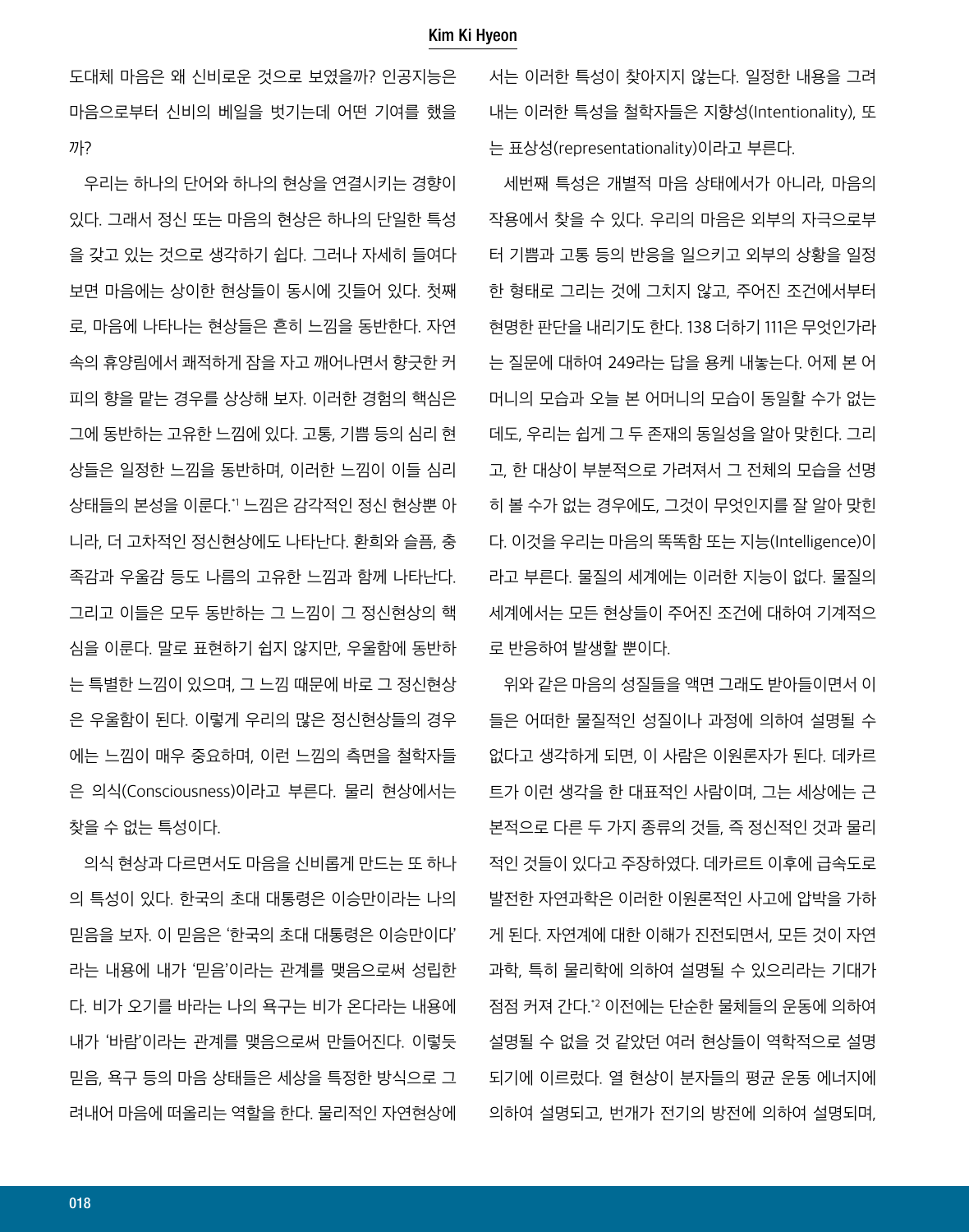도대체 마음은 왜 신비로운 것으로 보였을까? 인공지능은 마음으로부터 신비의 베일을 벗기는데 어떤 기여를 했을까?

우리는 하나의 단어와 하나의 현상을 연결시키는 경향이 있다. 그래서 정신 또는 마음의 현상은 하나의 단일한 특성을 갖고 있는 것으로 생각하기 쉽다. 그러나 자세히 들여다 보면 마음에는 상이한 현상들이 동시에 깃들어 있다. 첫째로, 마음에 나타나는 현상들은 흔히 느낌을 동반한다. 자연 속의 휴양림에서 쾌적하게 잠을 자고 깨어나면서 향긋한 커피의 향을 맡는 경우를 상상해 보자. 이러한 경험의 핵심은 그에 동반하는 고유한 느낌에 있다. 고통, 기쁨 등의 심리 현상들은 일정한 느낌을 동반하며, 이러한 느낌이 이들 심리 상태들의 본성을 이룬다.[*1] 느낌은 감각적인 정신 현상뿐 아니라, 더 고차적인 정신현상에도 나타난다. 환희와 슬픔, 충족감과 우울감 등도 나름의 고유한 느낌과 함께 나타난다. 그리고 이들은 모두 동반하는 그 느낌이 그 정신현상의 핵심을 이룬다. 말로 표현하기 쉽지 않지만, 우울함에 동반하는 특별한 느낌이 있으며, 그 느낌 때문에 바로 그 정신현상은 우울함이 된다. 이렇게 우리의 많은 정신현상들의 경우에는 느낌이 매우 중요하며, 이런 느낌의 측면을 철학자들은 의식(Consciousness)이라고 부른다. 물리 현상에서는 찾을 수 없는 특성이다.

의식 현상과 다르면서도 마음을 신비롭게 만드는 또 하나의 특성이 있다. 한국의 초대 대통령은 이승만이라는 나의 믿음을 보자. 이 믿음은 '한국의 초대 대통령은 이승만이다'라는 내용에 내가 '믿음'이라는 관계를 맺음으로써 성립한다. 비가 오기를 바라는 나의 욕구는 비가 온다라는 내용에 내가 '바람'이라는 관계를 맺음으로써 만들어진다. 이렇듯 믿음, 욕구 등의 마음 상태들은 세상을 특정한 방식으로 그려내어 마음에 떠올리는 역할을 한다. 물리적인 자연현상에서는 이러한 특성이 찾아지지 않는다. 일정한 내용을 그려내는 이러한 특성을 철학자들은 지향성(Intentionality), 또는 표상성(representationality)이라고 부른다.

세번째 특성은 개별적 마음 상태에서가 아니라, 마음의 작용에서 찾을 수 있다. 우리의 마음은 외부의 자극으로부터 기쁨과 고통 등의 반응을 일으키고 외부의 상황을 일정한 형태로 그리는 것에 그치지 않고, 주어진 조건에서부터 현명한 판단을 내리기도 한다. 138 더하기 111은 무엇인가라는 질문에 대하여 249라는 답을 용케 내놓는다. 어제 본 어머니의 모습과 오늘 본 어머니의 모습이 동일할 수가 없는데도, 우리는 쉽게 그 두 존재의 동일성을 알아 맞힌다. 그리고, 한 대상이 부분적으로 가려져서 그 전체의 모습을 선명히 볼 수가 없는 경우에도, 그것이 무엇인지를 잘 알아 맞힌다. 이것을 우리는 마음의 똑똑함 또는 지능(Intelligence)이라고 부른다. 물질의 세계에는 이러한 지능이 없다. 물질의 세계에서는 모든 현상들이 주어진 조건에 대하여 기계적으로 반응하여 발생할 뿐이다.

위와 같은 마음의 성질들을 액면 그대로 받아들이면서 이들은 어떠한 물질적인 성질이나 과정에 의하여 설명될 수 없다고 생각하게 되면, 이 사람은 이원론자가 된다. 데카르트가 이런 생각을 한 대표적인 사람이며, 그는 세상에는 근본적으로 다른 두 가지 종류의 것들, 즉 정신적인 것과 물리적인 것들이 있다고 주장하였다. 데카르트 이후에 급속도로 발전한 자연과학은 이러한 이원론적인 사고에 압박을 가하게 된다. 자연계에 대한 이해가 진전되면서, 모든 것이 자연과학, 특히 물리학에 의하여 설명될 수 있으리라는 기대가 점점 커져 간다.[*2] 이전에는 단순한 물체들의 운동에 의하여 설명될 수 없을 것 같았던 여러 현상들이 역학적으로 설명되기에 이르렀다. 열 현상이 분자들의 평균 운동 에너지에 의하여 설명되고, 번개가 전기의 방전에 의하여 설명되며,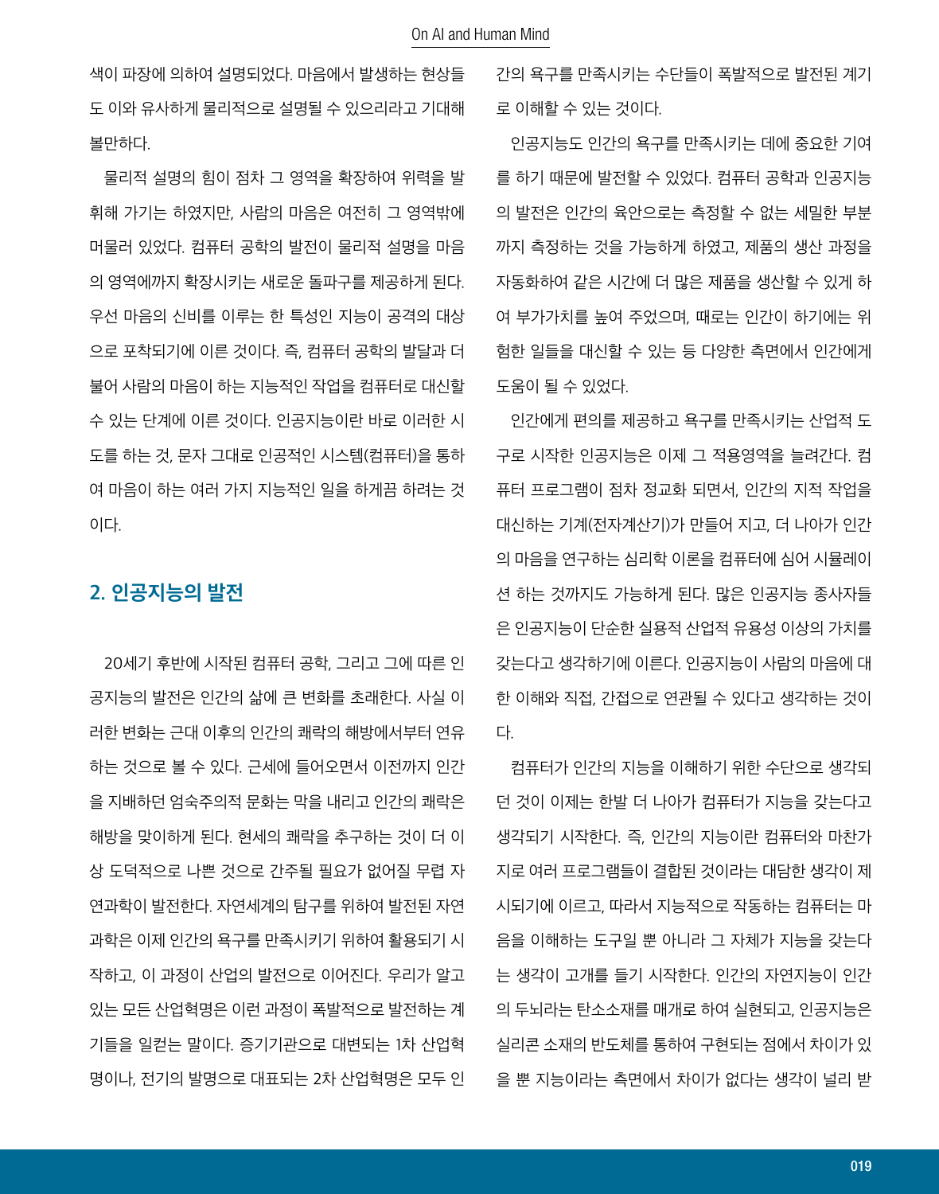색이 파장에 의하여 설명되었다. 마음에서 발생하는 현상들도 이와 유사하게 물리적으로 설명될 수 있으리라고 기대해 볼만하다.

물리적 설명의 힘이 점차 그 영역을 확장하여 위력을 발휘해 가기는 하였지만, 사람의 마음은 여전히 그 영역밖에 머물러 있었다. 컴퓨터 공학의 발전이 물리적 설명을 마음의 영역에까지 확장시키는 새로운 돌파구를 제공하게 된다. 우선 마음의 신비를 이루는 한 특성인 지능이 공격의 대상으로 포착되기에 이른 것이다. 즉, 컴퓨터 공학의 발달과 더불어 사람의 마음이 하는 지능적인 작업을 컴퓨터로 대신할 수 있는 단계에 이른 것이다. 인공지능이란 바로 이러한 시도를 하는 것, 문자 그대로 인공적인 시스템(컴퓨터)을 통하여 마음이 하는 여러 가지 지능적인 일을 하게끔 하려는 것이다.

## 2. 인공지능의 발전

20세기 후반에 시작된 컴퓨터 공학, 그리고 그에 따른 인공지능의 발전은 인간의 삶에 큰 변화를 초래한다. 사실 이러한 변화는 근대 이후의 인간의 쾌락의 해방에서부터 연유하는 것으로 볼 수 있다. 근세에 들어오면서 이전까지 인간을 지배하던 엄숙주의적 문화는 막을 내리고 인간의 쾌락은 해방을 맞이하게 된다. 현세의 쾌락을 추구하는 것이 더 이상 도덕적으로 나쁜 것으로 간주될 필요가 없어질 무렵 자연과학이 발전한다. 자연세계의 탐구를 위하여 발전된 자연과학은 이제 인간의 욕구를 만족시키기 위하여 활용되기 시작하고, 이 과정이 산업의 발전으로 이어진다. 우리가 알고 있는 모든 산업혁명은 이런 과정이 폭발적으로 발전하는 계기들을 일컫는 말이다. 증기기관으로 대변되는 1차 산업혁명이나, 전기의 발명으로 대표되는 2차 산업혁명은 모두 인간의 욕구를 만족시키는 수단들이 폭발적으로 발전된 계기로 이해할 수 있는 것이다.

인공지능도 인간의 욕구를 만족시키는 데에 중요한 기여를 하기 때문에 발전할 수 있었다. 컴퓨터 공학과 인공지능의 발전은 인간의 육안으로는 측정할 수 없는 세밀한 부분까지 측정하는 것을 가능하게 하였고, 제품의 생산 과정을 자동화하여 같은 시간에 더 많은 제품을 생산할 수 있게 하여 부가가치를 높여 주었으며, 때로는 인간이 하기에는 위험한 일들을 대신할 수 있는 등 다양한 측면에서 인간에게 도움이 될 수 있었다.

인간에게 편의를 제공하고 욕구를 만족시키는 산업적 도구로 시작한 인공지능은 이제 그 적용영역을 늘려간다. 컴퓨터 프로그램이 점차 정교화 되면서, 인간의 지적 작업을 대신하는 기계(전자계산기)가 만들어 지고, 더 나아가 인간의 마음을 연구하는 심리학 이론을 컴퓨터에 심어 시뮬레이션 하는 것까지도 가능하게 된다. 많은 인공지능 종사자들은 인공지능이 단순한 실용적 산업적 유용성 이상의 가치를 갖는다고 생각하기에 이른다. 인공지능이 사람의 마음에 대한 이해와 직접, 간접으로 연관될 수 있다고 생각하는 것이다.

컴퓨터가 인간의 지능을 이해하기 위한 수단으로 생각되던 것이 이제는 한발 더 나아가 컴퓨터가 지능을 갖는다고 생각되기 시작한다. 즉, 인간의 지능이란 컴퓨터와 마찬가지로 여러 프로그램들이 결합된 것이라는 대담한 생각이 제시되기에 이르고, 따라서 지능적으로 작동하는 컴퓨터는 마음을 이해하는 도구일 뿐 아니라 그 자체가 지능을 갖는다는 생각이 고개를 들기 시작한다. 인간의 자연지능이 인간의 두뇌라는 탄소소재를 매개로 하여 실현되고, 인공지능은 실리콘 소재의 반도체를 통하여 구현되는 점에서 차이가 있을 뿐 지능이라는 측면에서 차이가 없다는 생각이 널리 받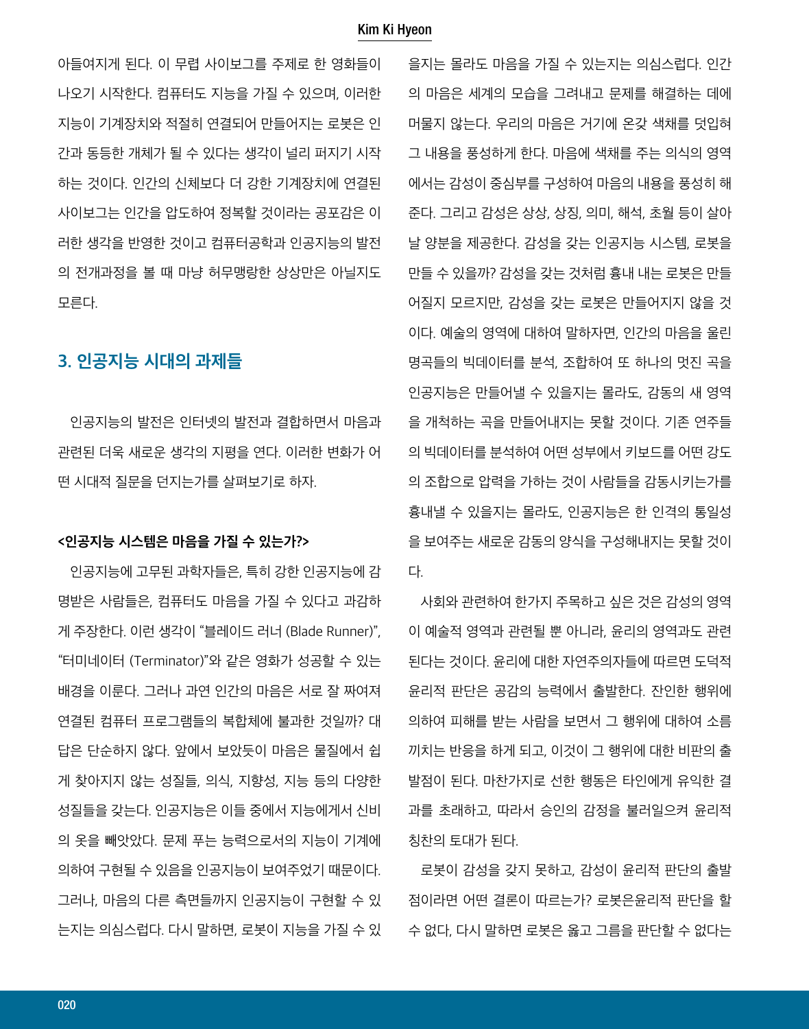아들여지게 된다. 이 무렵 사이보그를 주제로 한 영화들이 나오기 시작한다. 컴퓨터도 지능을 가질 수 있으며, 이러한 지능이 기계장치와 적절히 연결되어 만들어지는 로봇은 인간과 동등한 개체가 될 수 있다는 생각이 널리 퍼지기 시작하는 것이다. 인간의 신체보다 더 강한 기계장치에 연결된 사이보그는 인간을 압도하여 정복할 것이라는 공포감은 이러한 생각을 반영한 것이고 컴퓨터공학과 인공지능의 발전의 전개과정을 볼 때 마냥 허무맹랑한 상상만은 아닐지도 모른다.

## 3. 인공지능 시대의 과제들

인공지능의 발전은 인터넷의 발전과 결합하면서 마음과 관련된 더욱 새로운 생각의 지평을 연다. 이러한 변화가 어떤 시대적 질문을 던지는가를 살펴보기로 하자.

**<인공지능 시스템은 마음을 가질 수 있는가?>**

인공지능에 고무된 과학자들은, 특히 강한 인공지능에 감명받은 사람들은, 컴퓨터도 마음을 가질 수 있다고 과감하게 주장한다. 이런 생각이 "블레이드 러너 (Blade Runner)", "터미네이터 (Terminator)"와 같은 영화가 성공할 수 있는 배경을 이룬다. 그러나 과연 인간의 마음은 서로 잘 짜여져 연결된 컴퓨터 프로그램들의 복합체에 불과한 것일까? 대답은 단순하지 않다. 앞에서 보았듯이 마음은 물질에서 쉽게 찾아지지 않는 성질들, 의식, 지향성, 지능 등의 다양한 성질들을 갖는다. 인공지능은 이들 중에서 지능에게서 신비의 옷을 빼앗았다. 문제 푸는 능력으로서의 지능이 기계에 의하여 구현될 수 있음을 인공지능이 보여주었기 때문이다. 그러나, 마음의 다른 측면들까지 인공지능이 구현할 수 있는지는 의심스럽다. 다시 말하면, 로봇이 지능을 가질 수 있을지는 몰라도 마음을 가질 수 있는지는 의심스럽다. 인간의 마음은 세계의 모습을 그려내고 문제를 해결하는 데에 머물지 않는다. 우리의 마음은 거기에 온갖 색채를 덧입혀 그 내용을 풍성하게 한다. 마음에 색채를 주는 의식의 영역에서는 감성이 중심부를 구성하여 마음의 내용을 풍성히 해준다. 그리고 감성은 상상, 상징, 의미, 해석, 초월 등이 살아날 양분을 제공한다. 감성을 갖는 인공지능 시스템, 로봇을 만들 수 있을까? 감성을 갖는 것처럼 흉내 내는 로봇은 만들어질지 모르지만, 감성을 갖는 로봇은 만들어지지 않을 것이다. 예술의 영역에 대하여 말하자면, 인간의 마음을 울린 명곡들의 빅데이터를 분석, 조합하여 또 하나의 멋진 곡을 인공지능은 만들어낼 수 있을지는 몰라도, 감동의 새 영역을 개척하는 곡을 만들어내지는 못할 것이다. 기존 연주들의 빅데이터를 분석하여 어떤 성부에서 키보드를 어떤 강도의 조합으로 압력을 가하는 것이 사람들을 감동시키는가를 흉내낼 수 있을지는 몰라도, 인공지능은 한 인격의 통일성을 보여주는 새로운 감동의 양식을 구성해내지는 못할 것이다.

사회와 관련하여 한가지 주목하고 싶은 것은 감성의 영역이 예술적 영역과 관련될 뿐 아니라, 윤리의 영역과도 관련된다는 것이다. 윤리에 대한 자연주의자들에 따르면 도덕적 윤리적 판단은 공감의 능력에서 출발한다. 잔인한 행위에 의하여 피해를 받는 사람을 보면서 그 행위에 대하여 소름끼치는 반응을 하게 되고, 이것이 그 행위에 대한 비판의 출발점이 된다. 마찬가지로 선한 행동은 타인에게 유익한 결과를 초래하고, 따라서 승인의 감정을 불러일으켜 윤리적 칭찬의 토대가 된다.

로봇이 감성을 갖지 못하고, 감성이 윤리적 판단의 출발점이라면 어떤 결론이 따르는가? 로봇은윤리적 판단을 할 수 없다, 다시 말하면 로봇은 옳고 그름을 판단할 수 없다는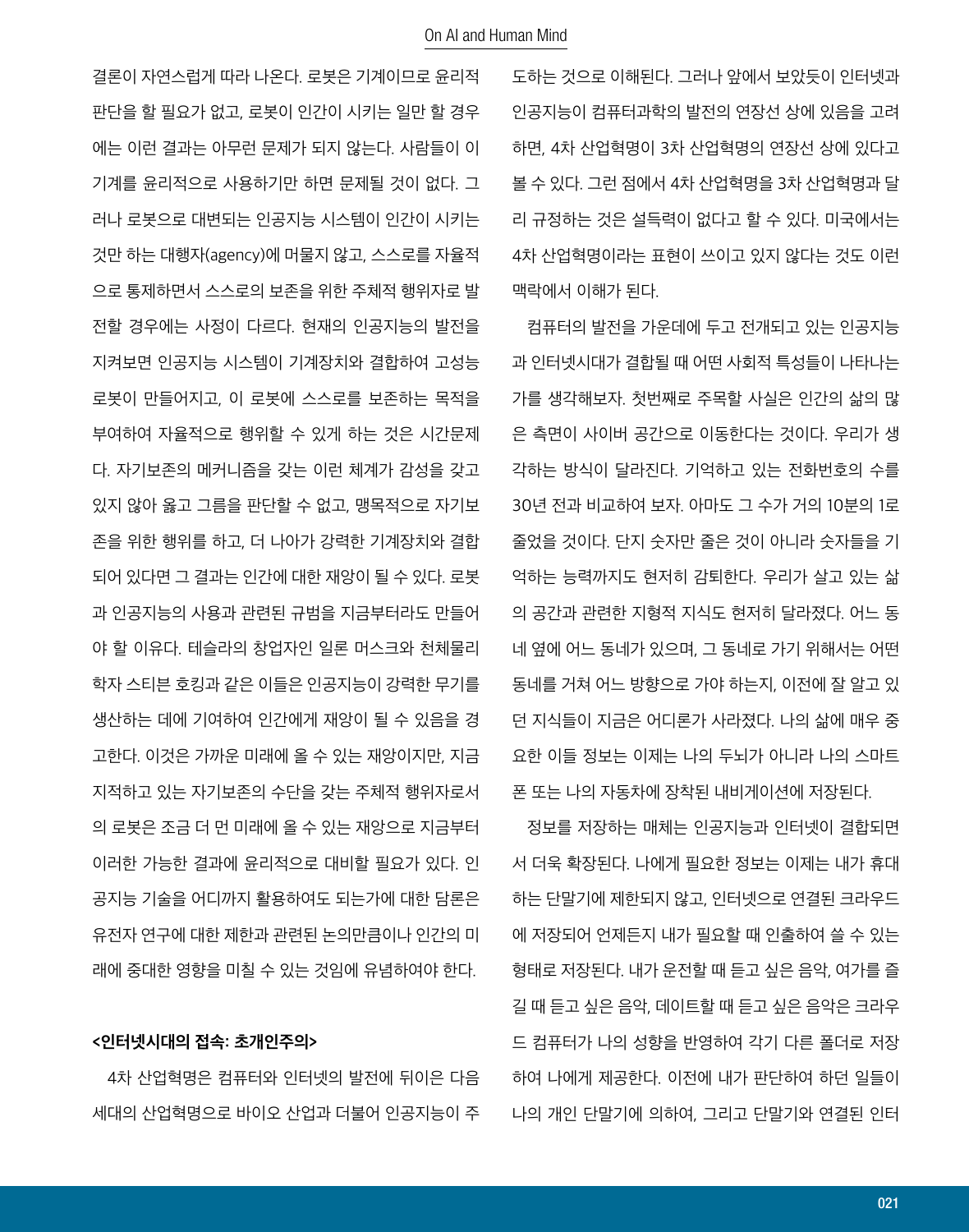결론이 자연스럽게 따라 나온다. 로봇은 기계이므로 윤리적 판단을 할 필요가 없고, 로봇이 인간이 시키는 일만 할 경우에는 이런 결과는 아무런 문제가 되지 않는다. 사람들이 이 기계를 윤리적으로 사용하기만 하면 문제될 것이 없다. 그러나 로봇으로 대변되는 인공지능 시스템이 인간이 시키는 것만 하는 대행자(agency)에 머물지 않고, 스스로를 자율적으로 통제하면서 스스로의 보존을 위한 주체적 행위자로 발전할 경우에는 사정이 다르다. 현재의 인공지능의 발전을 지켜보면 인공지능 시스템이 기계장치와 결합하여 고성능 로봇이 만들어지고, 이 로봇에 스스로를 보존하는 목적을 부여하여 자율적으로 행위할 수 있게 하는 것은 시간문제다. 자기보존의 메커니즘을 갖는 이런 체계가 감성을 갖고 있지 않아 옳고 그름을 판단할 수 없고, 맹목적으로 자기보존을 위한 행위를 하고, 더 나아가 강력한 기계장치와 결합되어 있다면 그 결과는 인간에 대한 재앙이 될 수 있다. 로봇과 인공지능의 사용과 관련된 규범을 지금부터라도 만들어야 할 이유다. 테슬라의 창업자인 일론 머스크와 천체물리학자 스티븐 호킹과 같은 이들은 인공지능이 강력한 무기를 생산하는 데에 기여하여 인간에게 재앙이 될 수 있음을 경고한다. 이것은 가까운 미래에 올 수 있는 재앙이지만, 지금 지적하고 있는 자기보존의 수단을 갖는 주체적 행위자로서의 로봇은 조금 더 먼 미래에 올 수 있는 재앙으로 지금부터 이러한 가능한 결과에 윤리적으로 대비할 필요가 있다. 인공지능 기술을 어디까지 활용하여도 되는가에 대한 담론은 유전자 연구에 대한 제한과 관련된 논의만큼이나 인간의 미래에 중대한 영향을 미칠 수 있는 것임에 유념하여야 한다.

**<인터넷시대의 접속: 초개인주의>**

4차 산업혁명은 컴퓨터와 인터넷의 발전에 뒤이은 다음 세대의 산업혁명으로 바이오 산업과 더불어 인공지능이 주도하는 것으로 이해된다. 그러나 앞에서 보았듯이 인터넷과 인공지능이 컴퓨터과학의 발전의 연장선 상에 있음을 고려하면, 4차 산업혁명이 3차 산업혁명의 연장선 상에 있다고 볼 수 있다. 그런 점에서 4차 산업혁명을 3차 산업혁명과 달리 규정하는 것은 설득력이 없다고 할 수 있다. 미국에서는 4차 산업혁명이라는 표현이 쓰이고 있지 않다는 것도 이런 맥락에서 이해가 된다.

컴퓨터의 발전을 가운데에 두고 전개되고 있는 인공지능과 인터넷시대가 결합될 때 어떤 사회적 특성들이 나타나는가를 생각해보자. 첫번째로 주목할 사실은 인간의 삶의 많은 측면이 사이버 공간으로 이동한다는 것이다. 우리가 생각하는 방식이 달라진다. 기억하고 있는 전화번호의 수를 30년 전과 비교하여 보자. 아마도 그 수가 거의 10분의 1로 줄었을 것이다. 단지 숫자만 줄은 것이 아니라 숫자들을 기억하는 능력까지도 현저히 감퇴한다. 우리가 살고 있는 삶의 공간과 관련한 지형적 지식도 현저히 달라졌다. 어느 동네 옆에 어느 동네가 있으며, 그 동네로 가기 위해서는 어떤 동네를 거쳐 어느 방향으로 가야 하는지, 이전에 잘 알고 있던 지식들이 지금은 어디론가 사라졌다. 나의 삶에 매우 중요한 이들 정보는 이제는 나의 두뇌가 아니라 나의 스마트폰 또는 나의 자동차에 장착된 내비게이션에 저장된다.

정보를 저장하는 매체는 인공지능과 인터넷이 결합되면서 더욱 확장된다. 나에게 필요한 정보는 이제는 내가 휴대하는 단말기에 제한되지 않고, 인터넷으로 연결된 크라우드에 저장되어 언제든지 내가 필요할 때 인출하여 쓸 수 있는 형태로 저장된다. 내가 운전할 때 듣고 싶은 음악, 여가를 즐길 때 듣고 싶은 음악, 데이트할 때 듣고 싶은 음악은 크라우드 컴퓨터가 나의 성향을 반영하여 각기 다른 폴더로 저장하여 나에게 제공한다. 이전에 내가 판단하여 하던 일들이 나의 개인 단말기에 의하여, 그리고 단말기와 연결된 인터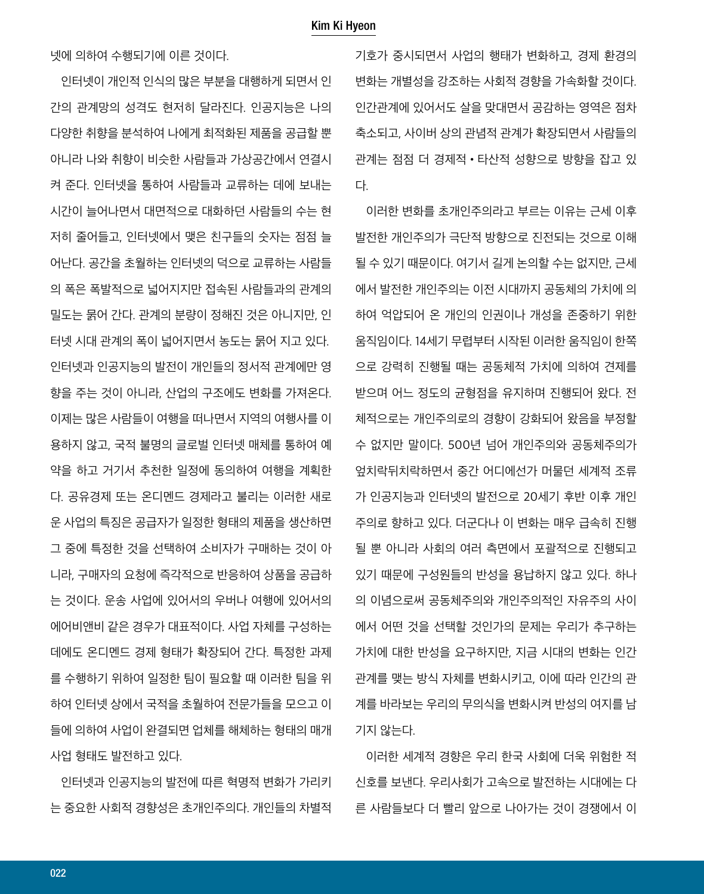넷에 의하여 수행되기에 이른 것이다.

인터넷이 개인적 인식의 많은 부분을 대행하게 되면서 인간의 관계망의 성격도 현저히 달라진다. 인공지능은 나의 다양한 취향을 분석하여 나에게 최적화된 제품을 공급할 뿐 아니라 나와 취향이 비슷한 사람들과 가상공간에서 연결시켜 준다. 인터넷을 통하여 사람들과 교류하는 데에 보내는 시간이 늘어나면서 대면적으로 대화하던 사람들의 수는 현저히 줄어들고, 인터넷에서 맺은 친구들의 숫자는 점점 늘어난다. 공간을 초월하는 인터넷의 덕으로 교류하는 사람들의 폭은 폭발적으로 넓어지지만 접속된 사람들과의 관계의 밀도는 묽어 간다. 관계의 분량이 정해진 것은 아니지만, 인터넷 시대 관계의 폭이 넓어지면서 농도는 묽어 지고 있다. 인터넷과 인공지능의 발전이 개인들의 정서적 관계에만 영향을 주는 것이 아니라, 산업의 구조에도 변화를 가져온다. 이제는 많은 사람들이 여행을 떠나면서 지역의 여행사를 이용하지 않고, 국적 불명의 글로벌 인터넷 매체를 통하여 예약을 하고 거기서 추천한 일정에 동의하여 여행을 계획한다. 공유경제 또는 온디멘드 경제라고 불리는 이러한 새로운 사업의 특징은 공급자가 일정한 형태의 제품을 생산하면 그 중에 특정한 것을 선택하여 소비자가 구매하는 것이 아니라, 구매자의 요청에 즉각적으로 반응하여 상품을 공급하는 것이다. 운송 사업에 있어서의 우버나 여행에 있어서의 에어비앤비 같은 경우가 대표적이다. 사업 자체를 구성하는 데에도 온디멘드 경제 형태가 확장되어 간다. 특정한 과제를 수행하기 위하여 일정한 팀이 필요할 때 이러한 팀을 위하여 인터넷 상에서 국적을 초월하여 전문가들을 모으고 이들에 의하여 사업이 완결되면 업체를 해체하는 형태의 매개사업 형태도 발전하고 있다.

인터넷과 인공지능의 발전에 따른 혁명적 변화가 가리키는 중요한 사회적 경향성은 초개인주의다. 개인들의 차별적 기호가 중시되면서 사업의 행태가 변화하고, 경제 환경의 변화는 개별성을 강조하는 사회적 경향을 가속화할 것이다. 인간관계에 있어서도 살을 맞대면서 공감하는 영역은 점차 축소되고, 사이버 상의 관념적 관계가 확장되면서 사람들의 관계는 점점 더 경제적 • 타산적 성향으로 방향을 잡고 있다.

이러한 변화를 초개인주의라고 부르는 이유는 근세 이후 발전한 개인주의가 극단적 방향으로 진전되는 것으로 이해될 수 있기 때문이다. 여기서 길게 논의할 수는 없지만, 근세에서 발전한 개인주의는 이전 시대까지 공동체의 가치에 의하여 억압되어 온 개인의 인권이나 개성을 존중하기 위한 움직임이다. 14세기 무렵부터 시작된 이러한 움직임이 한쪽으로 강력히 진행될 때는 공동체적 가치에 의하여 견제를 받으며 어느 정도의 균형점을 유지하며 진행되어 왔다. 전체적으로는 개인주의로의 경향이 강화되어 왔음을 부정할 수 없지만 말이다. 500년 넘어 개인주의와 공동체주의가 엎치락뒤치락하면서 중간 어디에선가 머물던 세계적 조류가 인공지능과 인터넷의 발전으로 20세기 후반 이후 개인주의로 향하고 있다. 더군다나 이 변화는 매우 급속히 진행될 뿐 아니라 사회의 여러 측면에서 포괄적으로 진행되고 있기 때문에 구성원들의 반성을 용납하지 않고 있다. 하나의 이념으로써 공동체주의와 개인주의적인 자유주의 사이에서 어떤 것을 선택할 것인가의 문제는 우리가 추구하는 가치에 대한 반성을 요구하지만, 지금 시대의 변화는 인간관계를 맺는 방식 자체를 변화시키고, 이에 따라 인간의 관계를 바라보는 우리의 무의식을 변화시켜 반성의 여지를 남기지 않는다.

이러한 세계적 경향은 우리 한국 사회에 더욱 위험한 적신호를 보낸다. 우리사회가 고속으로 발전하는 시대에는 다른 사람들보다 더 빨리 앞으로 나아가는 것이 경쟁에서 이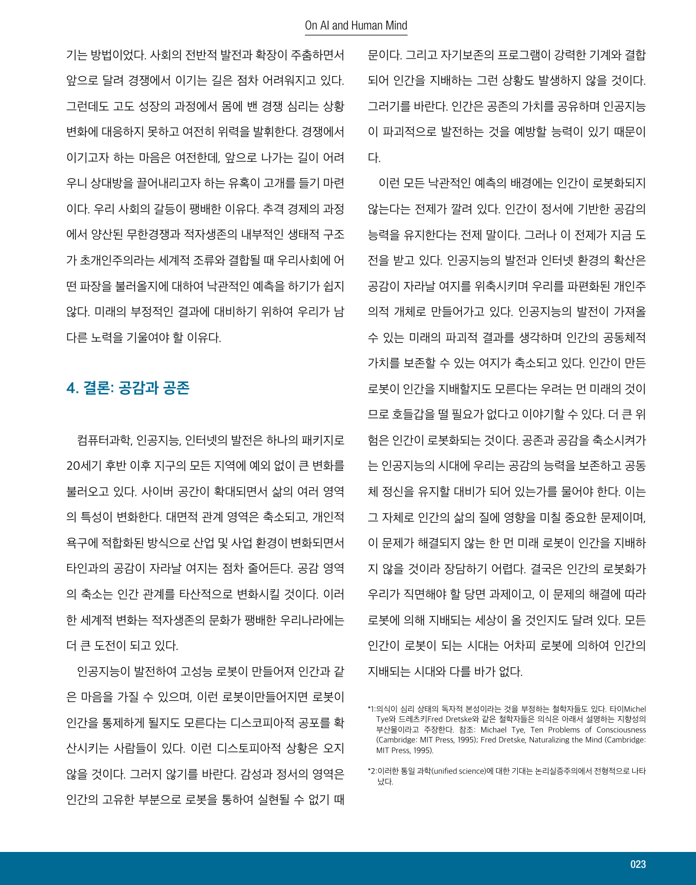기는 방법이었다. 사회의 전반적 발전과 확장이 주춤하면서 앞으로 달려 경쟁에서 이기는 길은 점차 어려워지고 있다. 그런데도 고도 성장의 과정에서 몸에 밴 경쟁 심리는 상황 변화에 대응하지 못하고 여전히 위력을 발휘한다. 경쟁에서 이기고자 하는 마음은 여전한데, 앞으로 나가는 길이 어려우니 상대방을 끌어내리고자 하는 유혹이 고개를 들기 마련이다. 우리 사회의 갈등이 팽배한 이유다. 추격 경제의 과정에서 양산된 무한경쟁과 적자생존의 내부적인 생태적 구조가 초개인주의라는 세계적 조류와 결합될 때 우리사회에 어떤 파장을 불러올지에 대하여 낙관적인 예측을 하기가 쉽지 않다. 미래의 부정적인 결과에 대비하기 위하여 우리가 남다른 노력을 기울여야 할 이유다.

## 4. 결론: 공감과 공존

컴퓨터과학, 인공지능, 인터넷의 발전은 하나의 패키지로 20세기 후반 이후 지구의 모든 지역에 예외 없이 큰 변화를 불러오고 있다. 사이버 공간이 확대되면서 삶의 여러 영역의 특성이 변화한다. 대면적 관계 영역은 축소되고, 개인적 욕구에 적합화된 방식으로 산업 및 사업 환경이 변화되면서 타인과의 공감이 자라날 여지는 점차 줄어든다. 공감 영역의 축소는 인간 관계를 타산적으로 변화시킬 것이다. 이러한 세계적 변화는 적자생존의 문화가 팽배한 우리나라에는 더 큰 도전이 되고 있다.

인공지능이 발전하여 고성능 로봇이 만들어져 인간과 같은 마음을 가질 수 있으며, 이런 로봇이만들어지면 로봇이 인간을 통제하게 될지도 모른다는 디스코피아적 공포를 확산시키는 사람들이 있다. 이런 디스토피아적 상황은 오지 않을 것이다. 그러지 않기를 바란다. 감성과 정서의 영역은 인간의 고유한 부분으로 로봇을 통하여 실현될 수 없기 때문이다. 그리고 자기보존의 프로그램이 강력한 기계와 결합되어 인간을 지배하는 그런 상황도 발생하지 않을 것이다. 그러기를 바란다. 인간은 공존의 가치를 공유하며 인공지능이 파괴적으로 발전하는 것을 예방할 능력이 있기 때문이다.

이런 모든 낙관적인 예측의 배경에는 인간이 로봇화되지 않는다는 전제가 깔려 있다. 인간이 정서에 기반한 공감의 능력을 유지한다는 전제 말이다. 그러나 이 전제가 지금 도전을 받고 있다. 인공지능의 발전과 인터넷 환경의 확산은 공감이 자라날 여지를 위축시키며 우리를 파편화된 개인주의적 개체로 만들어가고 있다. 인공지능의 발전이 가져올 수 있는 미래의 파괴적 결과를 생각하며 인간의 공동체적 가치를 보존할 수 있는 여지가 축소되고 있다. 인간이 만든 로봇이 인간을 지배할지도 모른다는 우려는 먼 미래의 것이므로 호들갑을 떨 필요가 없다고 이야기할 수 있다. 더 큰 위험은 인간이 로봇화되는 것이다. 공존과 공감을 축소시켜가는 인공지능의 시대에 우리는 공감의 능력을 보존하고 공동체 정신을 유지할 대비가 되어 있는가를 물어야 한다. 이는 그 자체로 인간의 삶의 질에 영향을 미칠 중요한 문제이며, 이 문제가 해결되지 않는 한 먼 미래 로봇이 인간을 지배하지 않을 것이라 장담하기 어렵다. 결국은 인간의 로봇화가 우리가 직면해야 할 당면 과제이고, 이 문제의 해결에 따라 로봇에 의해 지배되는 세상이 올 것인지도 달려 있다. 모든 인간이 로봇이 되는 시대는 어차피 로봇에 의하여 인간의 지배되는 시대와 다를 바가 없다.

*1:의식이 심리 상태의 독자적 본성이라는 것을 부정하는 철학자들도 있다. 타이Michel Tye와 드레츠키Fred Dretske와 같은 철학자들은 의식은 아래서 설명하는 지향성의 부산물이라고 주장한다. 참조: Michael Tye, Ten Problems of Consciousness (Cambridge: MIT Press, 1995); Fred Dretske, Naturalizing the Mind (Cambridge: MIT Press, 1995).

*2:이러한 통일 과학(unified science)에 대한 기대는 논리실증주의에서 전형적으로 나타났다.